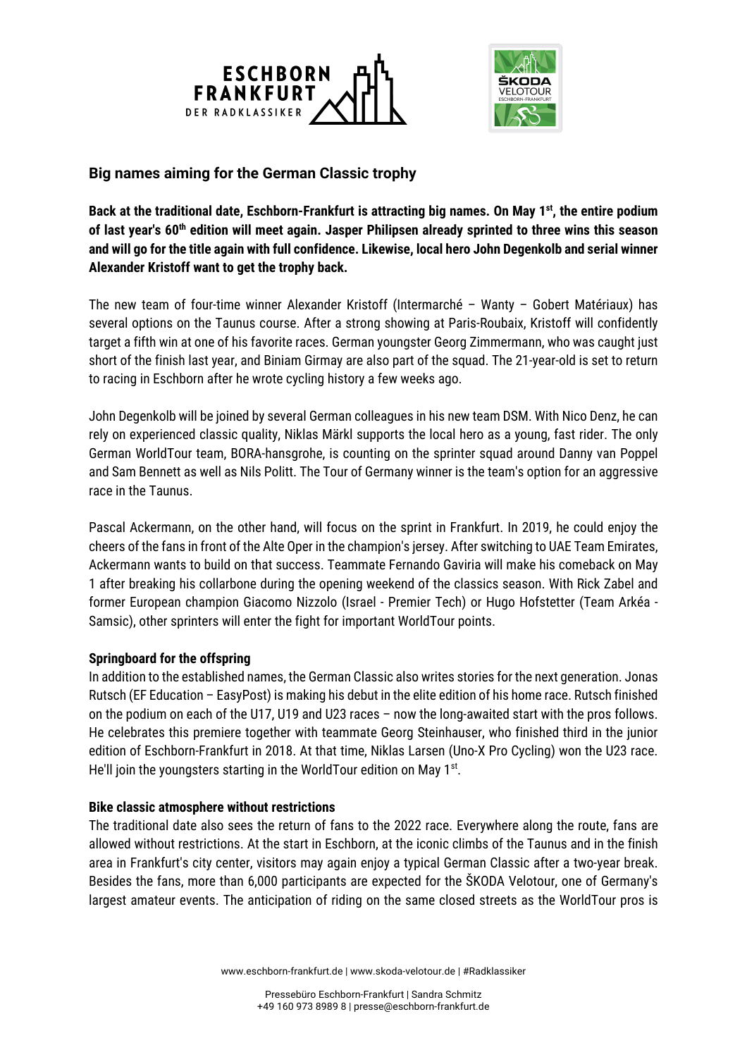## Big names aiming for the German Classic trophy

**Back at the traditional date, Eschborn-Frankfurt is attracting big names. On May 1st, the entire podium of last year's 60th edition will meet again. Jasper Philipsen already sprinted to three wins this season and will go for the title again with full confidence. Likewise, local hero John Degenkolb and serial winner Alexander Kristoff want to get the trophy back.**

The new team of four-time winner Alexander Kristoff (Intermarché – Wanty – Gobert Matériaux) has several options on the Taunus course. After a strong showing at Paris-Roubaix, Kristoff will confidently target a fifth win at one of his favorite races. German youngster Georg Zimmermann, who was caught just short of the finish last year, and Biniam Girmay are also part of the squad. The 21-year-old is set to return to racing in Eschborn after he wrote cycling history a few weeks ago.

John Degenkolb will be joined by several German colleagues in his new team DSM. With Nico Denz, he can rely on experienced classic quality, Niklas Märkl supports the local hero as a young, fast rider. The only German WorldTour team, BORA-hansgrohe, is counting on the sprinter squad around Danny van Poppel and Sam Bennett as well as Nils Politt. The Tour of Germany winner is the team's option for an aggressive race in the Taunus.

Pascal Ackermann, on the other hand, will focus on the sprint in Frankfurt. In 2019, he could enjoy the cheers of the fans in front of the Alte Oper in the champion's jersey. After switching to UAE Team Emirates, Ackermann wants to build on that success. Teammate Fernando Gaviria will make his comeback on May 1 after breaking his collarbone during the opening weekend of the classics season. With Rick Zabel and former European champion Giacomo Nizzolo (Israel - Premier Tech) or Hugo Hofstetter (Team Arkéa - Samsic), other sprinters will enter the fight for important WorldTour points.

### Springboard for the offspring

In addition to the established names, the German Classic also writes stories for the next generation. Jonas Rutsch (EF Education – EasyPost) is making his debut in the elite edition of his home race. Rutsch finished on the podium on each of the U17, U19 and U23 races – now the long-awaited start with the pros follows. He celebrates this premiere together with teammate Georg Steinhauser, who finished third in the junior edition of Eschborn-Frankfurt in 2018. At that time, Niklas Larsen (Uno-X Pro Cycling) won the U23 race. He'll join the youngsters starting in the WorldTour edition on May 1st.

### Bike classic atmosphere without restrictions

The traditional date also sees the return of fans to the 2022 race. Everywhere along the route, fans are allowed without restrictions. At the start in Eschborn, at the iconic climbs of the Taunus and in the finish area in Frankfurt's city center, visitors may again enjoy a typical German Classic after a two-year break. Besides the fans, more than 6,000 participants are expected for the ŠKODA Velotour, one of Germany's largest amateur events. The anticipation of riding on the same closed streets as the WorldTour pros is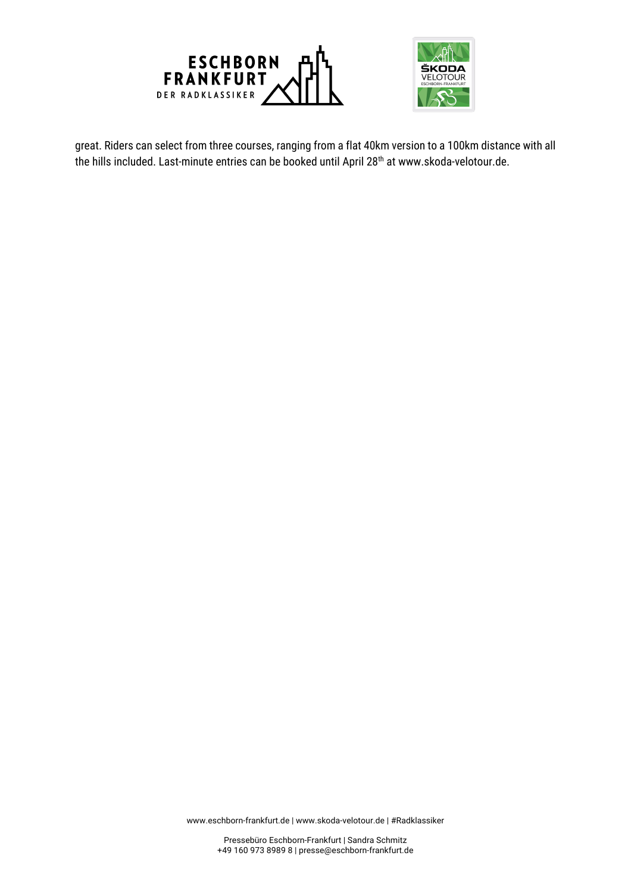great. Riders can select from three courses, ranging from a flat 40km version to a 100km distance with all the hills included. Last-minute entries can be booked until April 28th at www.skoda-velotour.de.